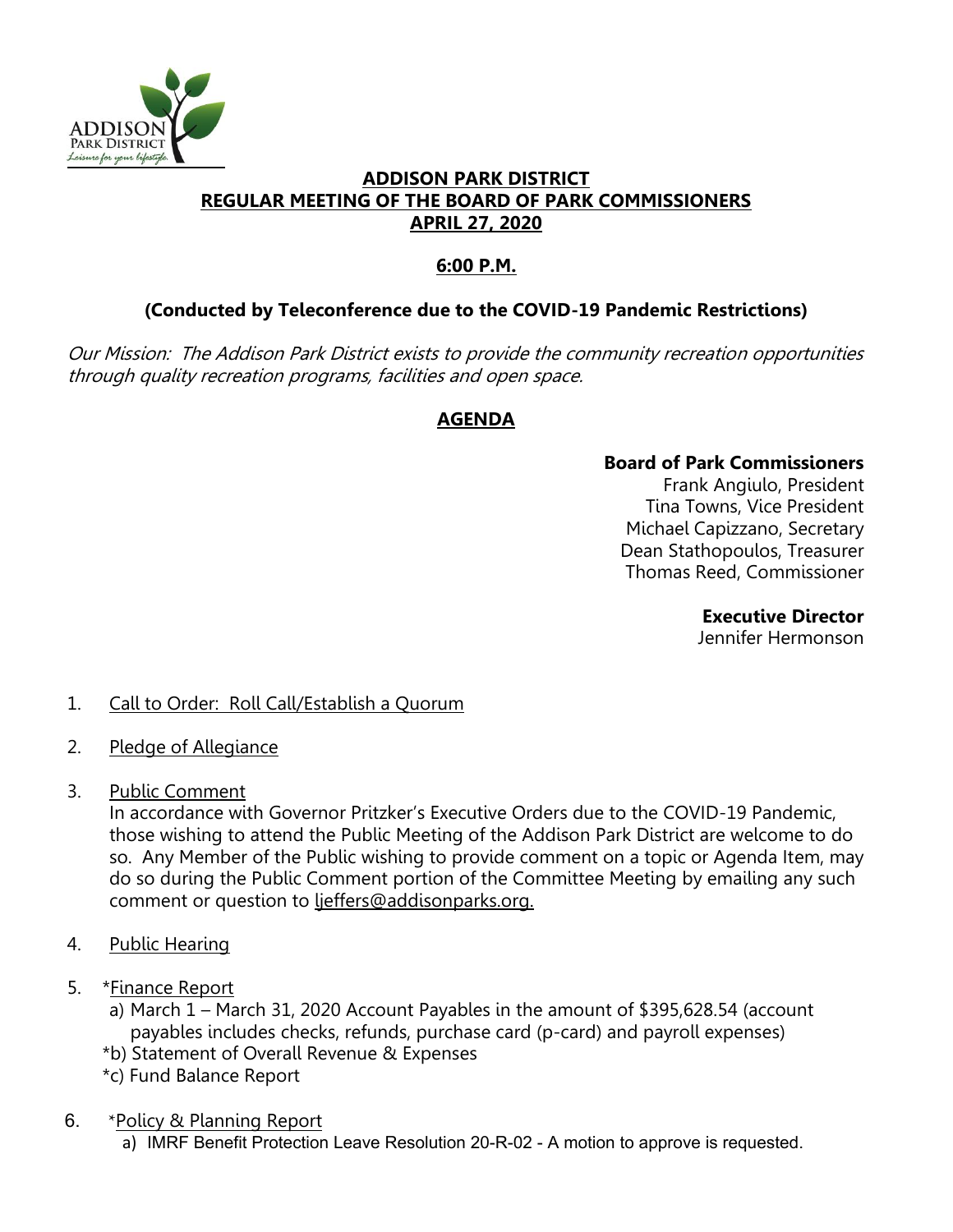ADDISON PARK DISTRICT
*Leisure for your lifestyle.*

# ADDISON PARK DISTRICT
## REGULAR MEETING OF THE BOARD OF PARK COMMISSIONERS
## APRIL 27, 2020

**6:00 P.M.**

**(Conducted by Teleconference due to the COVID-19 Pandemic Restrictions)**

*Our Mission: The Addison Park District exists to provide the community recreation opportunities through quality recreation programs, facilities and open space.*

## AGENDA

**Board of Park Commissioners**
Frank Angiulo, President
Tina Towns, Vice President
Michael Capizzano, Secretary
Dean Stathopoulos, Treasurer
Thomas Reed, Commissioner

**Executive Director**
Jennifer Hermonson

1. Call to Order: Roll Call/Establish a Quorum

2. Pledge of Allegiance

3. Public Comment
   In accordance with Governor Pritzker's Executive Orders due to the COVID-19 Pandemic, those wishing to attend the Public Meeting of the Addison Park District are welcome to do so. Any Member of the Public wishing to provide comment on a topic or Agenda Item, may do so during the Public Comment portion of the Committee Meeting by emailing any such comment or question to ljeffers@addisonparks.org.

4. Public Hearing

5. *Finance Report
   a) March 1 – March 31, 2020 Account Payables in the amount of $395,628.54 (account payables includes checks, refunds, purchase card (p-card) and payroll expenses)
   *b) Statement of Overall Revenue & Expenses
   *c) Fund Balance Report

6. *Policy & Planning Report
   a) IMRF Benefit Protection Leave Resolution 20-R-02 - A motion to approve is requested.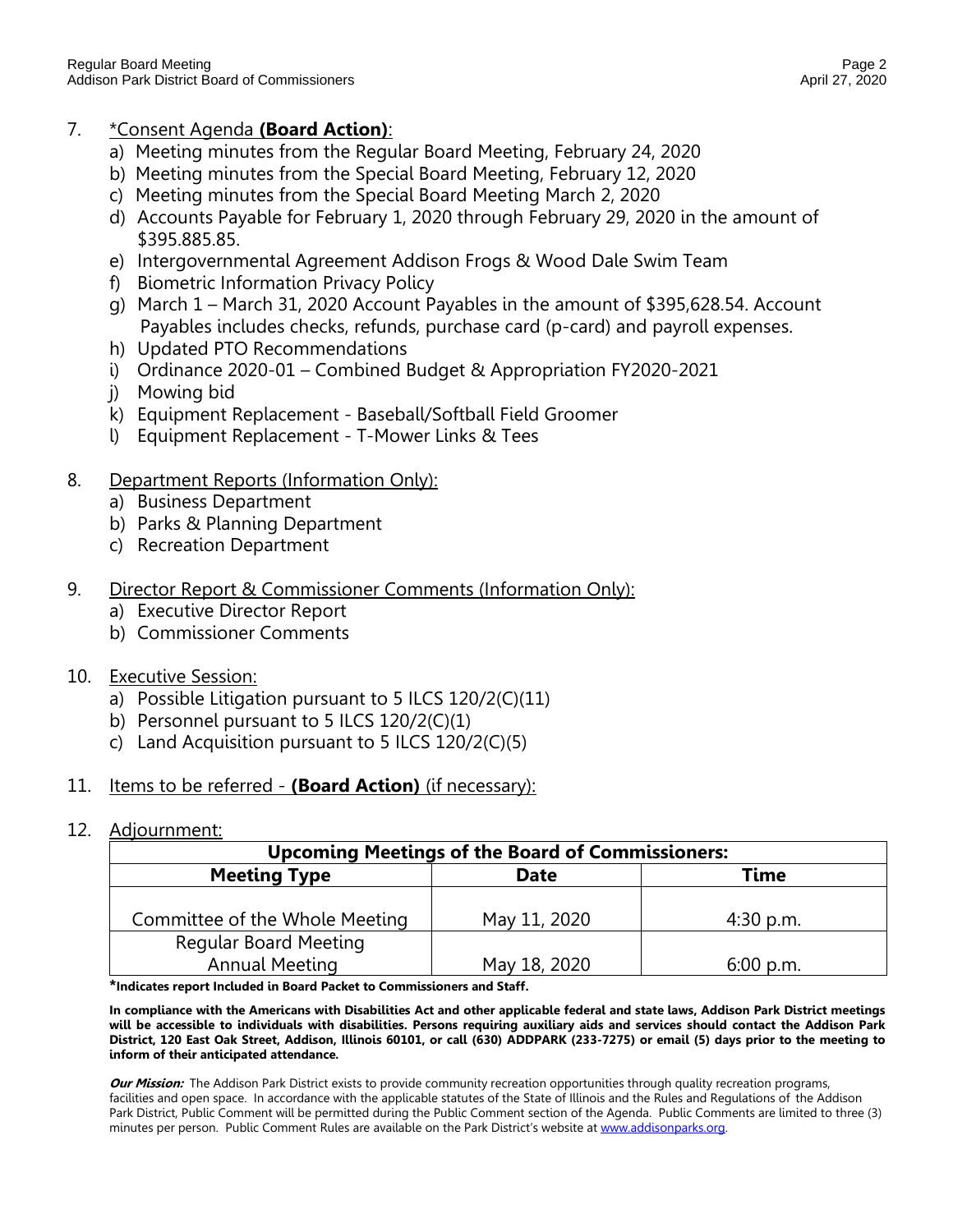7. *Consent Agenda **(Board Action)**:
   a) Meeting minutes from the Regular Board Meeting, February 24, 2020
   b) Meeting minutes from the Special Board Meeting, February 12, 2020
   c) Meeting minutes from the Special Board Meeting March 2, 2020
   d) Accounts Payable for February 1, 2020 through February 29, 2020 in the amount of $395.885.85.
   e) Intergovernmental Agreement Addison Frogs & Wood Dale Swim Team
   f) Biometric Information Privacy Policy
   g) March 1 – March 31, 2020 Account Payables in the amount of $395,628.54. Account Payables includes checks, refunds, purchase card (p-card) and payroll expenses.
   h) Updated PTO Recommendations
   i) Ordinance 2020-01 – Combined Budget & Appropriation FY2020-2021
   j) Mowing bid
   k) Equipment Replacement - Baseball/Softball Field Groomer
   l) Equipment Replacement - T-Mower Links & Tees

8. Department Reports (Information Only):
   a) Business Department
   b) Parks & Planning Department
   c) Recreation Department

9. Director Report & Commissioner Comments (Information Only):
   a) Executive Director Report
   b) Commissioner Comments

10. Executive Session:
    a) Possible Litigation pursuant to 5 ILCS 120/2(C)(11)
    b) Personnel pursuant to 5 ILCS 120/2(C)(1)
    c) Land Acquisition pursuant to 5 ILCS 120/2(C)(5)

11. Items to be referred - **(Board Action)** (if necessary):

12. Adjournment:

| **Upcoming Meetings of the Board of Commissioners:** | | |
|---|---|---|
| **Meeting Type** | **Date** | **Time** |
| Committee of the Whole Meeting | May 11, 2020 | 4:30 p.m. |
| Regular Board Meeting<br>Annual Meeting | May 18, 2020 | 6:00 p.m. |

***Indicates report Included in Board Packet to Commissioners and Staff.**

**In compliance with the Americans with Disabilities Act and other applicable federal and state laws, Addison Park District meetings will be accessible to individuals with disabilities. Persons requiring auxiliary aids and services should contact the Addison Park District, 120 East Oak Street, Addison, Illinois 60101, or call (630) ADDPARK (233-7275) or email (5) days prior to the meeting to inform of their anticipated attendance.**

***Our Mission:*** The Addison Park District exists to provide community recreation opportunities through quality recreation programs, facilities and open space. In accordance with the applicable statutes of the State of Illinois and the Rules and Regulations of the Addison Park District, Public Comment will be permitted during the Public Comment section of the Agenda. Public Comments are limited to three (3) minutes per person. Public Comment Rules are available on the Park District's website at www.addisonparks.org.